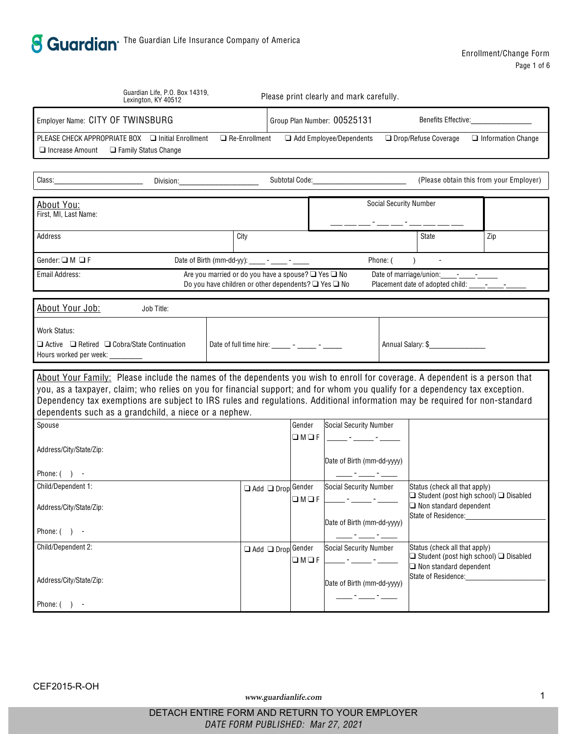**Guardian** The Guardian Life Insurance Company of America

Enrollment/Change Form

Guardian Life, P.O. Box 14319, Lexington, KY 40512

Please print clearly and mark carefully.

| Employer Name: CITY OF TWINSBURG | Group Plan Number: 00525131 | Benefits Effective:_______________ |
|---|---|---|

PLEASE CHECK APPROPRIATE BOX ❑ Initial Enrollment ❑ Re-Enrollment ❑ Add Employee/Dependents ❑ Drop/Refuse Coverage ❑ Information Change ❑ Increase Amount ❑ Family Status Change

Class:______________________ Division:____________________ Subtotal Code:_______________________ (Please obtain this from your Employer)

## About You:

| First, MI, Last Name: | | Social Security Number ___ ___ ___ - ___ ___ - ___ ___ ___ ___ | |
|---|---|---|---|
| Address | City | State | Zip |
| Gender: ❑ M ❑ F | Date of Birth (mm-dd-yy): ____ - ____ - ____ | Phone: ( ) - | |
| Email Address: | Are you married or do you have a spouse? ❑ Yes ❑ No<br>Do you have children or other dependents? ❑ Yes ❑ No | Date of marriage/union:____-____-_____<br>Placement date of adopted child: ____-____-_____ | |

## About Your Job:

Job Title:

| Work Status:<br>❑ Active ❑ Retired ❑ Cobra/State Continuation<br>Hours worked per week: ________ | Date of full time hire: _____ - _____ - _____ | Annual Salary: $______________ |
|---|---|---|

## About Your Family:

Please include the names of the dependents you wish to enroll for coverage. A dependent is a person that you, as a taxpayer, claim; who relies on you for financial support; and for whom you qualify for a dependency tax exception. Dependency tax exemptions are subject to IRS rules and regulations. Additional information may be required for non-standard dependents such as a grandchild, a niece or a nephew.

| Name / Address | Add/Drop | Gender | Social Security Number / Date of Birth | Status |
|---|---|---|---|---|
| Spouse<br>Address/City/State/Zip:<br>Phone: ( ) - | | ❑ M ❑ F | Social Security Number _____ - _____ - _____<br>Date of Birth (mm-dd-yyyy) ____ - ____ - ____ | |
| Child/Dependent 1:<br>Address/City/State/Zip:<br>Phone: ( ) - | ❑ Add ❑ Drop | ❑ M ❑ F | Social Security Number _____ - _____ - _____<br>Date of Birth (mm-dd-yyyy) ____ - ____ - ____ | Status (check all that apply)<br>❑ Student (post high school) ❑ Disabled<br>❑ Non standard dependent<br>State of Residence:__________________ |
| Child/Dependent 2:<br>Address/City/State/Zip:<br>Phone: ( ) - | ❑ Add ❑ Drop | ❑ M ❑ F | Social Security Number _____ - _____ - _____<br>Date of Birth (mm-dd-yyyy) ____ - ____ - ____ | Status (check all that apply)<br>❑ Student (post high school) ❑ Disabled<br>❑ Non standard dependent<br>State of Residence:__________________ |

CEF2015-R-OH

www.guardianlife.com

DETACH ENTIRE FORM AND RETURN TO YOUR EMPLOYER

*DATE FORM PUBLISHED: Mar 27, 2021*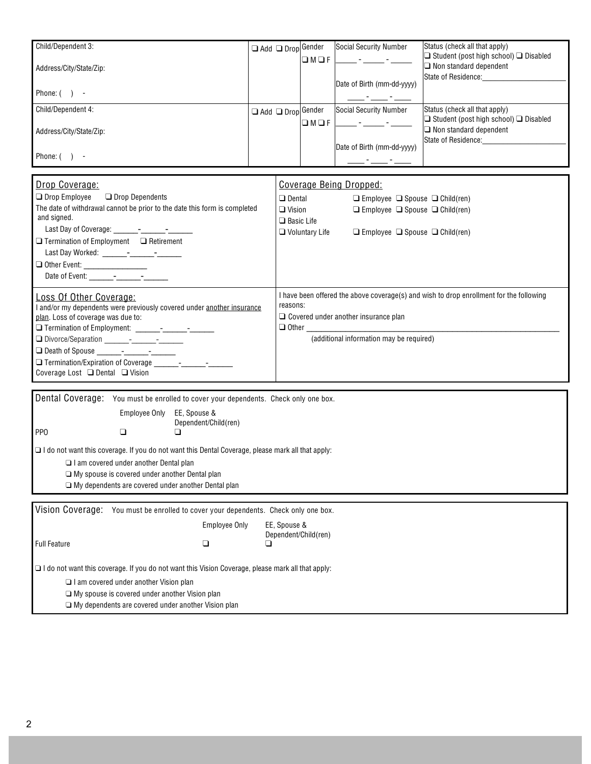| Child/Dependent 3: | ❑ Add ❑ Drop | Gender | Social Security Number | Status (check all that apply) |
|---|---|---|---|---|
| Address/City/State/Zip: | | ❑ M ❑ F | \_\_\_\_\_ - \_\_\_\_\_ - \_\_\_\_\_ | ❑ Student (post high school) ❑ Disabled<br>❑ Non standard dependent<br>State of Residence:\_\_\_\_\_\_\_\_\_\_\_\_\_\_\_\_ |
| Phone: ( ) - | | | Date of Birth (mm-dd-yyyy)<br>\_\_\_\_ - \_\_\_\_ - \_\_\_\_ | |

| Child/Dependent 4: | ❑ Add ❑ Drop | Gender | Social Security Number | Status (check all that apply) |
|---|---|---|---|---|
| Address/City/State/Zip: | | ❑ M ❑ F | \_\_\_\_\_ - \_\_\_\_\_ - \_\_\_\_\_ | ❑ Student (post high school) ❑ Disabled<br>❑ Non standard dependent<br>State of Residence:\_\_\_\_\_\_\_\_\_\_\_\_\_\_\_\_ |
| Phone: ( ) - | | | Date of Birth (mm-dd-yyyy)<br>\_\_\_\_ - \_\_\_\_ - \_\_\_\_ | |

## Drop Coverage:

❑ Drop Employee ❑ Drop Dependents

The date of withdrawal cannot be prior to the date this form is completed and signed.

Last Day of Coverage: \_\_\_\_\_\_-\_\_\_\_\_\_-\_\_\_\_\_\_

❑ Termination of Employment ❑ Retirement

Last Day Worked: \_\_\_\_\_\_-\_\_\_\_\_\_-\_\_\_\_\_\_

❑ Other Event: \_\_\_\_\_\_\_\_\_\_\_\_\_\_\_\_

Date of Event: \_\_\_\_\_\_-\_\_\_\_\_\_-\_\_\_\_\_\_

## Coverage Being Dropped:

❑ Dental ❑ Employee ❑ Spouse ❑ Child(ren)

❑ Vision ❑ Employee ❑ Spouse ❑ Child(ren)

❑ Basic Life

❑ Voluntary Life ❑ Employee ❑ Spouse ❑ Child(ren)

## Loss Of Other Coverage:

I and/or my dependents were previously covered under another insurance plan. Loss of coverage was due to:

❑ Termination of Employment: \_\_\_\_\_\_-\_\_\_\_\_\_-\_\_\_\_\_\_

❑ Divorce/Separation \_\_\_\_\_\_-\_\_\_\_\_\_-\_\_\_\_\_\_

❑ Death of Spouse \_\_\_\_\_\_-\_\_\_\_\_\_-\_\_\_\_\_\_

❑ Termination/Expiration of Coverage \_\_\_\_\_\_-\_\_\_\_\_\_-\_\_\_\_\_\_

Coverage Lost ❑ Dental ❑ Vision

I have been offered the above coverage(s) and wish to drop enrollment for the following reasons:

❑ Covered under another insurance plan

❑ Other \_\_\_\_\_\_\_\_\_\_\_\_\_\_\_\_\_\_\_\_\_\_\_\_\_\_\_\_\_\_\_\_\_\_\_\_\_\_\_\_\_\_\_\_\_\_\_\_\_\_\_\_\_\_\_\_

(additional information may be required)

## Dental Coverage:

You must be enrolled to cover your dependents. Check only one box.

| | Employee Only | EE, Spouse & Dependent/Child(ren) |
|---|---|---|
| PPO | ❑ | ❑ |

❑ I do not want this coverage. If you do not want this Dental Coverage, please mark all that apply:

- ❑ I am covered under another Dental plan
- ❑ My spouse is covered under another Dental plan
- ❑ My dependents are covered under another Dental plan

## Vision Coverage:

You must be enrolled to cover your dependents. Check only one box.

| | Employee Only | EE, Spouse & Dependent/Child(ren) |
|---|---|---|
| Full Feature | ❑ | ❑ |

❑ I do not want this coverage. If you do not want this Vision Coverage, please mark all that apply:

- ❑ I am covered under another Vision plan
- ❑ My spouse is covered under another Vision plan
- ❑ My dependents are covered under another Vision plan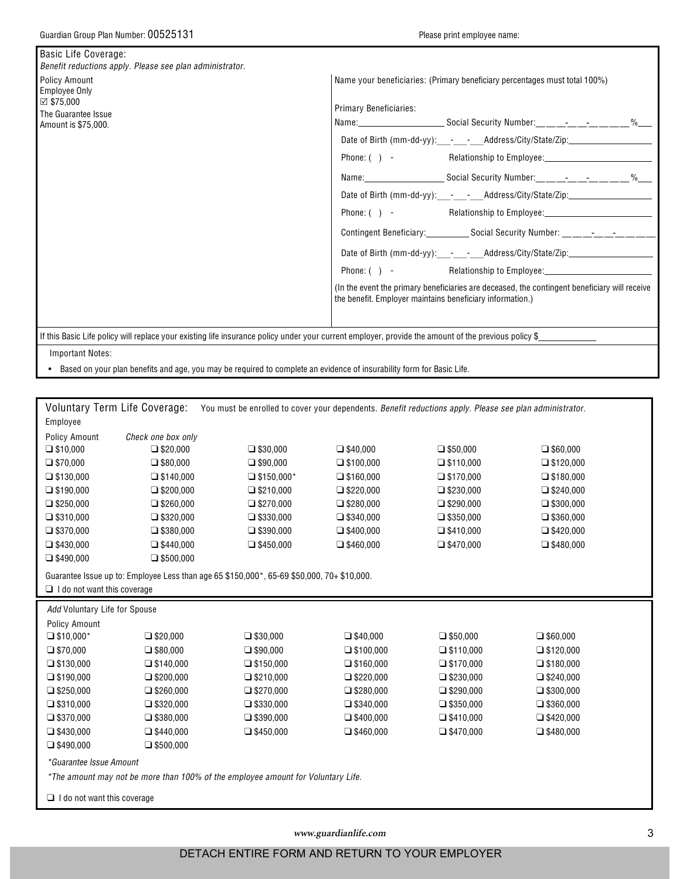Guardian Group Plan Number: 00525131

Please print employee name:

## Basic Life Coverage:

*Benefit reductions apply. Please see plan administrator.*

Policy Amount
Employee Only
☑ $75,000
The Guarantee Issue Amount is $75,000.

Name your beneficiaries: (Primary beneficiary percentages must total 100%)

Primary Beneficiaries:

Name:\_\_\_\_\_\_\_\_\_\_\_\_\_\_\_\_\_\_ Social Security Number:\_\_\_\_-\_\_\_-\_\_\_\_\_\_ %\_\_\_

Date of Birth (mm-dd-yy):\_\_\_-\_\_\_-\_\_\_Address/City/State/Zip:\_\_\_\_\_\_\_\_\_\_\_\_\_\_\_\_\_\_

Phone: ( ) - Relationship to Employee:\_\_\_\_\_\_\_\_\_\_\_\_\_\_\_\_\_\_\_\_\_\_\_

Name:\_\_\_\_\_\_\_\_\_\_\_\_\_\_\_\_\_\_ Social Security Number:\_\_\_\_-\_\_\_-\_\_\_\_\_\_ %\_\_\_

Date of Birth (mm-dd-yy):\_\_\_-\_\_\_-\_\_\_Address/City/State/Zip:\_\_\_\_\_\_\_\_\_\_\_\_\_\_\_\_\_\_

Phone: ( ) - Relationship to Employee:\_\_\_\_\_\_\_\_\_\_\_\_\_\_\_\_\_\_\_\_\_\_\_

Contingent Beneficiary:\_\_\_\_\_\_\_\_\_\_ Social Security Number: \_\_\_\_-\_\_\_-\_\_\_\_\_\_

Date of Birth (mm-dd-yy):\_\_\_-\_\_\_-\_\_\_Address/City/State/Zip:\_\_\_\_\_\_\_\_\_\_\_\_\_\_\_\_\_\_

Phone: ( ) - Relationship to Employee:\_\_\_\_\_\_\_\_\_\_\_\_\_\_\_\_\_\_\_\_\_\_\_

(In the event the primary beneficiaries are deceased, the contingent beneficiary will receive the benefit. Employer maintains beneficiary information.)

If this Basic Life policy will replace your existing life insurance policy under your current employer, provide the amount of the previous policy $\_\_\_\_\_\_\_\_\_\_\_\_

Important Notes:

- Based on your plan benefits and age, you may be required to complete an evidence of insurability form for Basic Life.

## Voluntary Term Life Coverage:

You must be enrolled to cover your dependents. *Benefit reductions apply. Please see plan administrator.*

Employee

Policy Amount *Check one box only*

| | | | | | |
|---|---|---|---|---|---|
| ❑ $10,000 | ❑ $20,000 | ❑ $30,000 | ❑ $40,000 | ❑ $50,000 | ❑ $60,000 |
| ❑ $70,000 | ❑ $80,000 | ❑ $90,000 | ❑ $100,000 | ❑ $110,000 | ❑ $120,000 |
| ❑ $130,000 | ❑ $140,000 | ❑ $150,000* | ❑ $160,000 | ❑ $170,000 | ❑ $180,000 |
| ❑ $190,000 | ❑ $200,000 | ❑ $210,000 | ❑ $220,000 | ❑ $230,000 | ❑ $240,000 |
| ❑ $250,000 | ❑ $260,000 | ❑ $270,000 | ❑ $280,000 | ❑ $290,000 | ❑ $300,000 |
| ❑ $310,000 | ❑ $320,000 | ❑ $330,000 | ❑ $340,000 | ❑ $350,000 | ❑ $360,000 |
| ❑ $370,000 | ❑ $380,000 | ❑ $390,000 | ❑ $400,000 | ❑ $410,000 | ❑ $420,000 |
| ❑ $430,000 | ❑ $440,000 | ❑ $450,000 | ❑ $460,000 | ❑ $470,000 | ❑ $480,000 |
| ❑ $490,000 | ❑ $500,000 | | | | |

Guarantee Issue up to: Employee Less than age 65 $150,000*, 65-69 $50,000, 70+ $10,000.

❑ I do not want this coverage

### *Add* Voluntary Life for Spouse

Policy Amount

| | | | | | |
|---|---|---|---|---|---|
| ❑ $10,000* | ❑ $20,000 | ❑ $30,000 | ❑ $40,000 | ❑ $50,000 | ❑ $60,000 |
| ❑ $70,000 | ❑ $80,000 | ❑ $90,000 | ❑ $100,000 | ❑ $110,000 | ❑ $120,000 |
| ❑ $130,000 | ❑ $140,000 | ❑ $150,000 | ❑ $160,000 | ❑ $170,000 | ❑ $180,000 |
| ❑ $190,000 | ❑ $200,000 | ❑ $210,000 | ❑ $220,000 | ❑ $230,000 | ❑ $240,000 |
| ❑ $250,000 | ❑ $260,000 | ❑ $270,000 | ❑ $280,000 | ❑ $290,000 | ❑ $300,000 |
| ❑ $310,000 | ❑ $320,000 | ❑ $330,000 | ❑ $340,000 | ❑ $350,000 | ❑ $360,000 |
| ❑ $370,000 | ❑ $380,000 | ❑ $390,000 | ❑ $400,000 | ❑ $410,000 | ❑ $420,000 |
| ❑ $430,000 | ❑ $440,000 | ❑ $450,000 | ❑ $460,000 | ❑ $470,000 | ❑ $480,000 |
| ❑ $490,000 | ❑ $500,000 | | | | |

*\*Guarantee Issue Amount*

*\*The amount may not be more than 100% of the employee amount for Voluntary Life.*

❑ I do not want this coverage

*www.guardianlife.com*

DETACH ENTIRE FORM AND RETURN TO YOUR EMPLOYER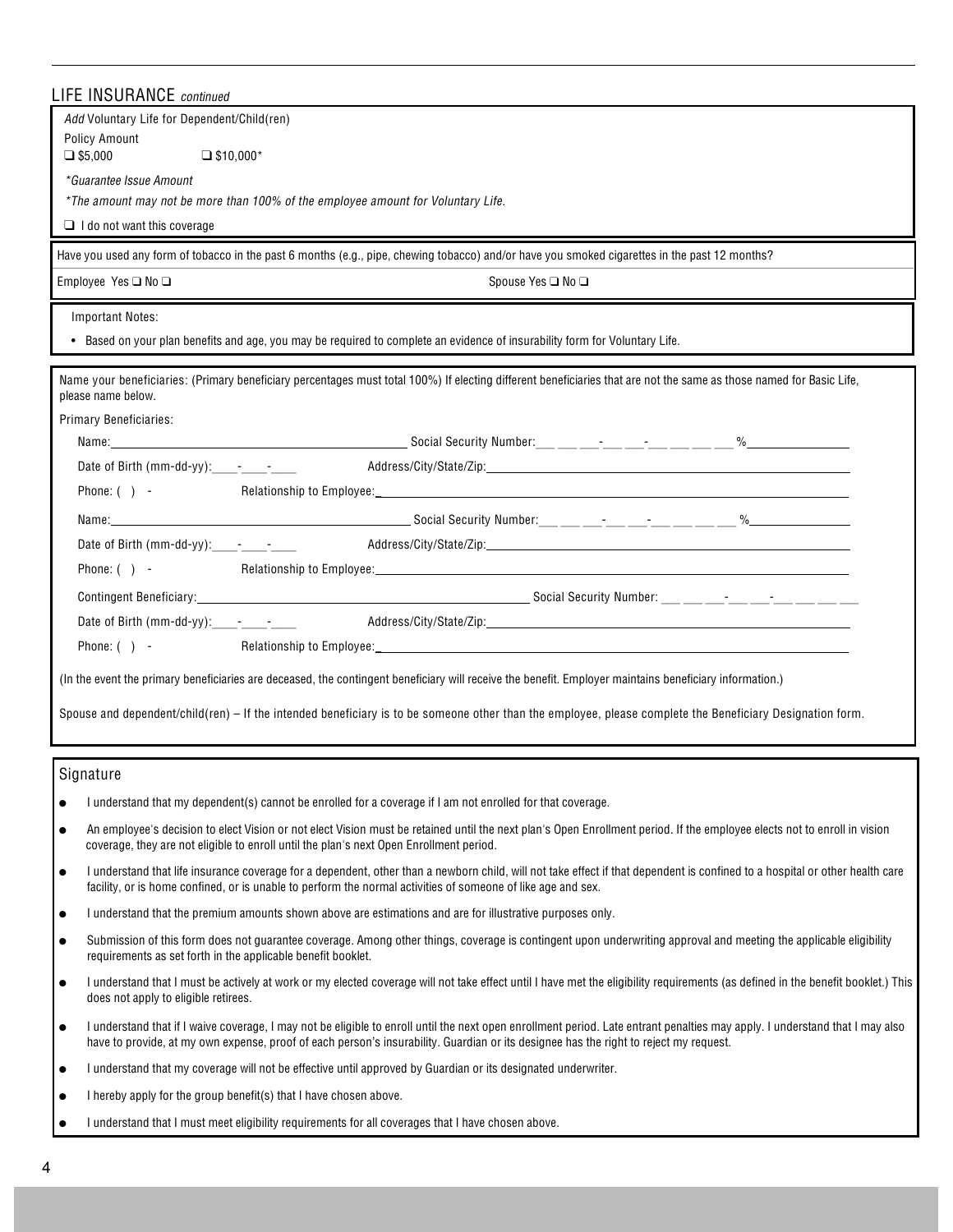## LIFE INSURANCE *continued*

*Add* Voluntary Life for Dependent/Child(ren)

Policy Amount

❑ $5,000 ❑ $10,000*

*\*Guarantee Issue Amount*

*\*The amount may not be more than 100% of the employee amount for Voluntary Life.*

❑ I do not want this coverage

Have you used any form of tobacco in the past 6 months (e.g., pipe, chewing tobacco) and/or have you smoked cigarettes in the past 12 months?

Employee Yes ❑ No ❑ Spouse Yes ❑ No ❑

Important Notes:

- Based on your plan benefits and age, you may be required to complete an evidence of insurability form for Voluntary Life.

Name your beneficiaries: (Primary beneficiary percentages must total 100%) If electing different beneficiaries that are not the same as those named for Basic Life, please name below.

Primary Beneficiaries:

Name:______________________ Social Security Number:___ ___ ___-___ ___-___ ___ ___ ___ %________

Date of Birth (mm-dd-yy):____-____-____ Address/City/State/Zip:______________________

Phone: ( ) - Relationship to Employee:______________________

Name:______________________ Social Security Number:___ ___ ___-___ ___-___ ___ ___ ___ %________

Date of Birth (mm-dd-yy):____-____-____ Address/City/State/Zip:______________________

Phone: ( ) - Relationship to Employee:______________________

Contingent Beneficiary:______________________ Social Security Number: ___ ___ ___-___ ___-___ ___ ___ ___

Date of Birth (mm-dd-yy):____-____-____ Address/City/State/Zip:______________________

Phone: ( ) - Relationship to Employee:______________________

(In the event the primary beneficiaries are deceased, the contingent beneficiary will receive the benefit. Employer maintains beneficiary information.)

Spouse and dependent/child(ren) – If the intended beneficiary is to be someone other than the employee, please complete the Beneficiary Designation form.

## Signature

- I understand that my dependent(s) cannot be enrolled for a coverage if I am not enrolled for that coverage.
- An employee's decision to elect Vision or not elect Vision must be retained until the next plan's Open Enrollment period. If the employee elects not to enroll in vision coverage, they are not eligible to enroll until the plan's next Open Enrollment period.
- I understand that life insurance coverage for a dependent, other than a newborn child, will not take effect if that dependent is confined to a hospital or other health care facility, or is home confined, or is unable to perform the normal activities of someone of like age and sex.
- I understand that the premium amounts shown above are estimations and are for illustrative purposes only.
- Submission of this form does not guarantee coverage. Among other things, coverage is contingent upon underwriting approval and meeting the applicable eligibility requirements as set forth in the applicable benefit booklet.
- I understand that I must be actively at work or my elected coverage will not take effect until I have met the eligibility requirements (as defined in the benefit booklet.) This does not apply to eligible retirees.
- I understand that if I waive coverage, I may not be eligible to enroll until the next open enrollment period. Late entrant penalties may apply. I understand that I may also have to provide, at my own expense, proof of each person's insurability. Guardian or its designee has the right to reject my request.
- I understand that my coverage will not be effective until approved by Guardian or its designated underwriter.
- I hereby apply for the group benefit(s) that I have chosen above.
- I understand that I must meet eligibility requirements for all coverages that I have chosen above.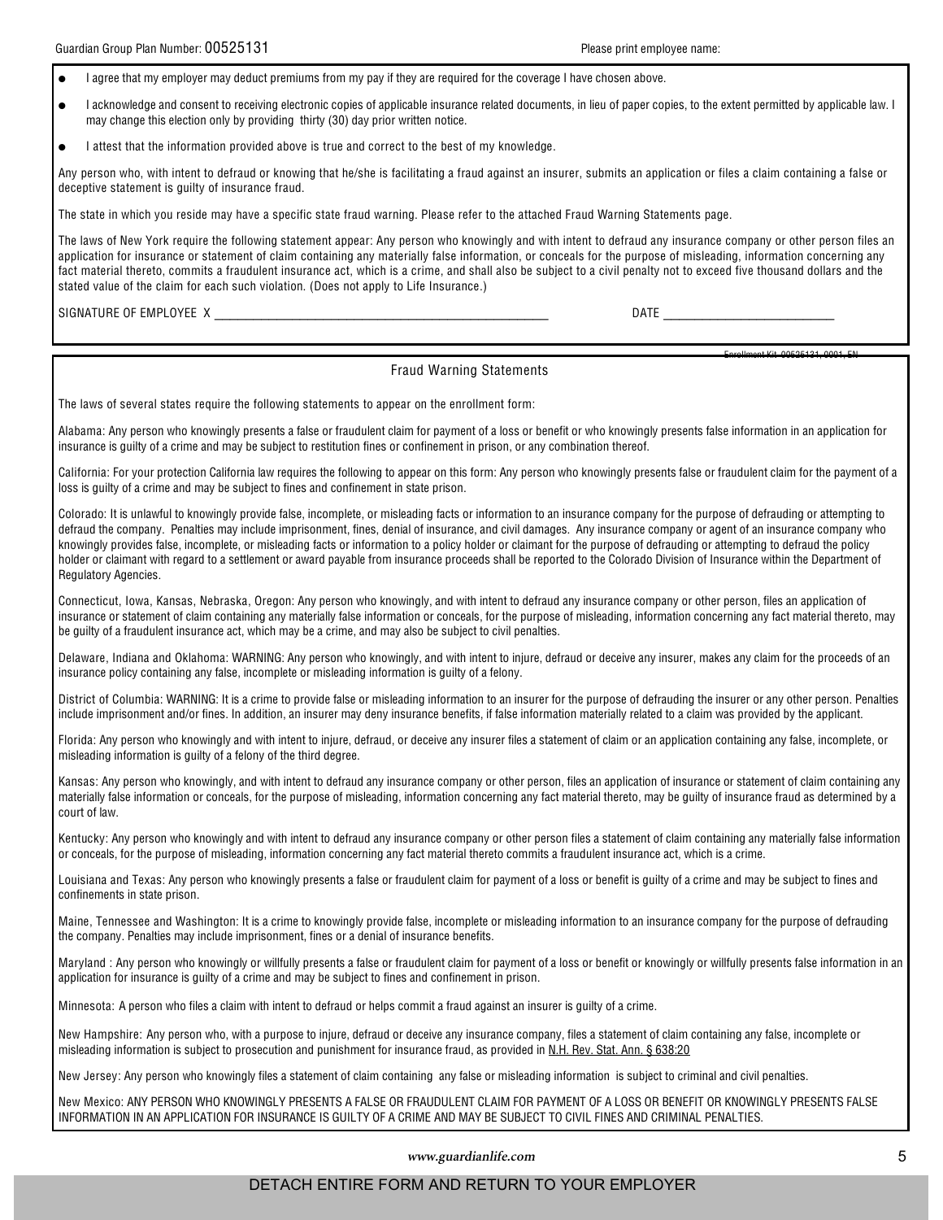Guardian Group Plan Number: 00525131 Please print employee name:

- I agree that my employer may deduct premiums from my pay if they are required for the coverage I have chosen above.
- I acknowledge and consent to receiving electronic copies of applicable insurance related documents, in lieu of paper copies, to the extent permitted by applicable law. I may change this election only by providing thirty (30) day prior written notice.
- I attest that the information provided above is true and correct to the best of my knowledge.

Any person who, with intent to defraud or knowing that he/she is facilitating a fraud against an insurer, submits an application or files a claim containing a false or deceptive statement is guilty of insurance fraud.

The state in which you reside may have a specific state fraud warning. Please refer to the attached Fraud Warning Statements page.

The laws of New York require the following statement appear: Any person who knowingly and with intent to defraud any insurance company or other person files an application for insurance or statement of claim containing any materially false information, or conceals for the purpose of misleading, information concerning any fact material thereto, commits a fraudulent insurance act, which is a crime, and shall also be subject to a civil penalty not to exceed five thousand dollars and the stated value of the claim for each such violation. (Does not apply to Life Insurance.)

SIGNATURE OF EMPLOYEE X ______________________________ DATE ____________________

Enrollment Kit 00525131, 0001, EN

## Fraud Warning Statements

The laws of several states require the following statements to appear on the enrollment form:

Alabama: Any person who knowingly presents a false or fraudulent claim for payment of a loss or benefit or who knowingly presents false information in an application for insurance is guilty of a crime and may be subject to restitution fines or confinement in prison, or any combination thereof.

California: For your protection California law requires the following to appear on this form: Any person who knowingly presents false or fraudulent claim for the payment of a loss is guilty of a crime and may be subject to fines and confinement in state prison.

Colorado: It is unlawful to knowingly provide false, incomplete, or misleading facts or information to an insurance company for the purpose of defrauding or attempting to defraud the company. Penalties may include imprisonment, fines, denial of insurance, and civil damages. Any insurance company or agent of an insurance company who knowingly provides false, incomplete, or misleading facts or information to a policy holder or claimant for the purpose of defrauding or attempting to defraud the policy holder or claimant with regard to a settlement or award payable from insurance proceeds shall be reported to the Colorado Division of Insurance within the Department of Regulatory Agencies.

Connecticut, Iowa, Kansas, Nebraska, Oregon: Any person who knowingly, and with intent to defraud any insurance company or other person, files an application of insurance or statement of claim containing any materially false information or conceals, for the purpose of misleading, information concerning any fact material thereto, may be guilty of a fraudulent insurance act, which may be a crime, and may also be subject to civil penalties.

Delaware, Indiana and Oklahoma: WARNING: Any person who knowingly, and with intent to injure, defraud or deceive any insurer, makes any claim for the proceeds of an insurance policy containing any false, incomplete or misleading information is guilty of a felony.

District of Columbia: WARNING: It is a crime to provide false or misleading information to an insurer for the purpose of defrauding the insurer or any other person. Penalties include imprisonment and/or fines. In addition, an insurer may deny insurance benefits, if false information materially related to a claim was provided by the applicant.

Florida: Any person who knowingly and with intent to injure, defraud, or deceive any insurer files a statement of claim or an application containing any false, incomplete, or misleading information is guilty of a felony of the third degree.

Kansas: Any person who knowingly, and with intent to defraud any insurance company or other person, files an application of insurance or statement of claim containing any materially false information or conceals, for the purpose of misleading, information concerning any fact material thereto, may be guilty of insurance fraud as determined by a court of law.

Kentucky: Any person who knowingly and with intent to defraud any insurance company or other person files a statement of claim containing any materially false information or conceals, for the purpose of misleading, information concerning any fact material thereto commits a fraudulent insurance act, which is a crime.

Louisiana and Texas: Any person who knowingly presents a false or fraudulent claim for payment of a loss or benefit is guilty of a crime and may be subject to fines and confinements in state prison.

Maine, Tennessee and Washington: It is a crime to knowingly provide false, incomplete or misleading information to an insurance company for the purpose of defrauding the company. Penalties may include imprisonment, fines or a denial of insurance benefits.

Maryland : Any person who knowingly or willfully presents a false or fraudulent claim for payment of a loss or benefit or knowingly or willfully presents false information in an application for insurance is guilty of a crime and may be subject to fines and confinement in prison.

Minnesota: A person who files a claim with intent to defraud or helps commit a fraud against an insurer is guilty of a crime.

New Hampshire: Any person who, with a purpose to injure, defraud or deceive any insurance company, files a statement of claim containing any false, incomplete or misleading information is subject to prosecution and punishment for insurance fraud, as provided in N.H. Rev. Stat. Ann. § 638:20

New Jersey: Any person who knowingly files a statement of claim containing any false or misleading information is subject to criminal and civil penalties.

New Mexico: ANY PERSON WHO KNOWINGLY PRESENTS A FALSE OR FRAUDULENT CLAIM FOR PAYMENT OF A LOSS OR BENEFIT OR KNOWINGLY PRESENTS FALSE INFORMATION IN AN APPLICATION FOR INSURANCE IS GUILTY OF A CRIME AND MAY BE SUBJECT TO CIVIL FINES AND CRIMINAL PENALTIES.

*www.guardianlife.com*

DETACH ENTIRE FORM AND RETURN TO YOUR EMPLOYER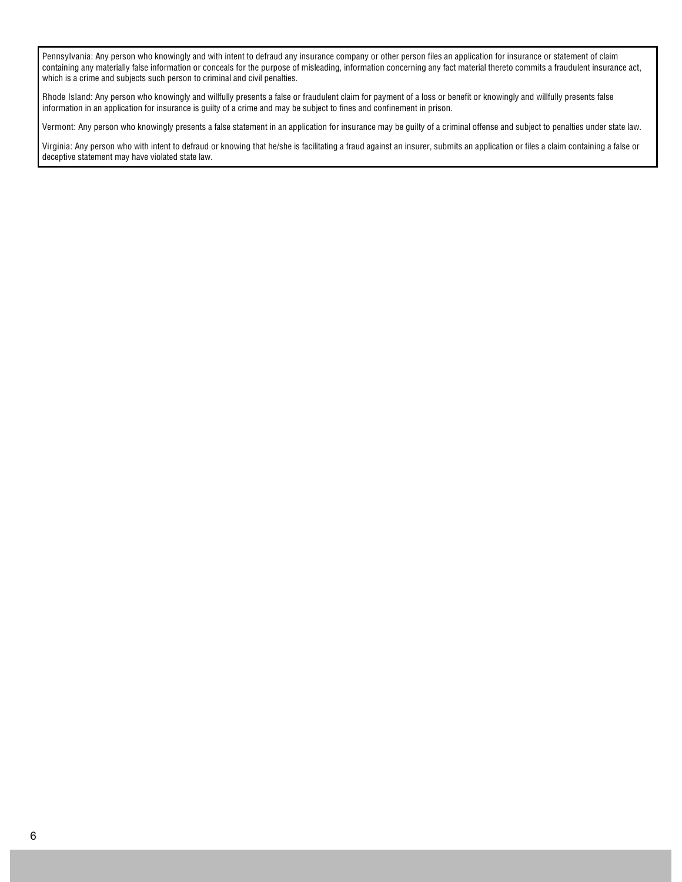Pennsylvania: Any person who knowingly and with intent to defraud any insurance company or other person files an application for insurance or statement of claim containing any materially false information or conceals for the purpose of misleading, information concerning any fact material thereto commits a fraudulent insurance act, which is a crime and subjects such person to criminal and civil penalties.

Rhode Island: Any person who knowingly and willfully presents a false or fraudulent claim for payment of a loss or benefit or knowingly and willfully presents false information in an application for insurance is guilty of a crime and may be subject to fines and confinement in prison.

Vermont: Any person who knowingly presents a false statement in an application for insurance may be guilty of a criminal offense and subject to penalties under state law.

Virginia: Any person who with intent to defraud or knowing that he/she is facilitating a fraud against an insurer, submits an application or files a claim containing a false or deceptive statement may have violated state law.